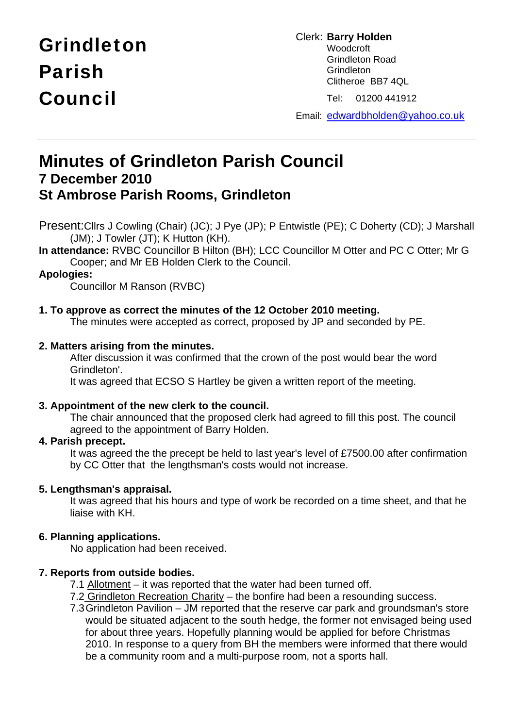# Grindleton Parish Council

Clerk: **Barry Holden**
Woodcroft
Grindleton Road
Grindleton
Clitheroe BB7 4QL

Tel: 01200 441912

Email: edwardbholden@yahoo.co.uk

---

# Minutes of Grindleton Parish Council

## 7 December 2010

## St Ambrose Parish Rooms, Grindleton

Present: Cllrs J Cowling (Chair) (JC); J Pye (JP); P Entwistle (PE); C Doherty (CD); J Marshall (JM); J Towler (JT); K Hutton (KH).

**In attendance:** RVBC Councillor B Hilton (BH); LCC Councillor M Otter and PC C Otter; Mr G Cooper; and Mr EB Holden Clerk to the Council.

**Apologies:**

Councillor M Ranson (RVBC)

**1. To approve as correct the minutes of the 12 October 2010 meeting.**

The minutes were accepted as correct, proposed by JP and seconded by PE.

**2. Matters arising from the minutes.**

After discussion it was confirmed that the crown of the post would bear the word Grindleton'.

It was agreed that ECSO S Hartley be given a written report of the meeting.

**3. Appointment of the new clerk to the council.**

The chair announced that the proposed clerk had agreed to fill this post. The council agreed to the appointment of Barry Holden.

**4. Parish precept.**

It was agreed the the precept be held to last year's level of £7500.00 after confirmation by CC Otter that the lengthsman's costs would not increase.

**5. Lengthsman's appraisal.**

It was agreed that his hours and type of work be recorded on a time sheet, and that he liaise with KH.

**6. Planning applications.**

No application had been received.

**7. Reports from outside bodies.**

7.1 Allotment – it was reported that the water had been turned off.

7.2 Grindleton Recreation Charity – the bonfire had been a resounding success.

7.3 Grindleton Pavilion – JM reported that the reserve car park and groundsman's store would be situated adjacent to the south hedge, the former not envisaged being used for about three years. Hopefully planning would be applied for before Christmas 2010. In response to a query from BH the members were informed that there would be a community room and a multi-purpose room, not a sports hall.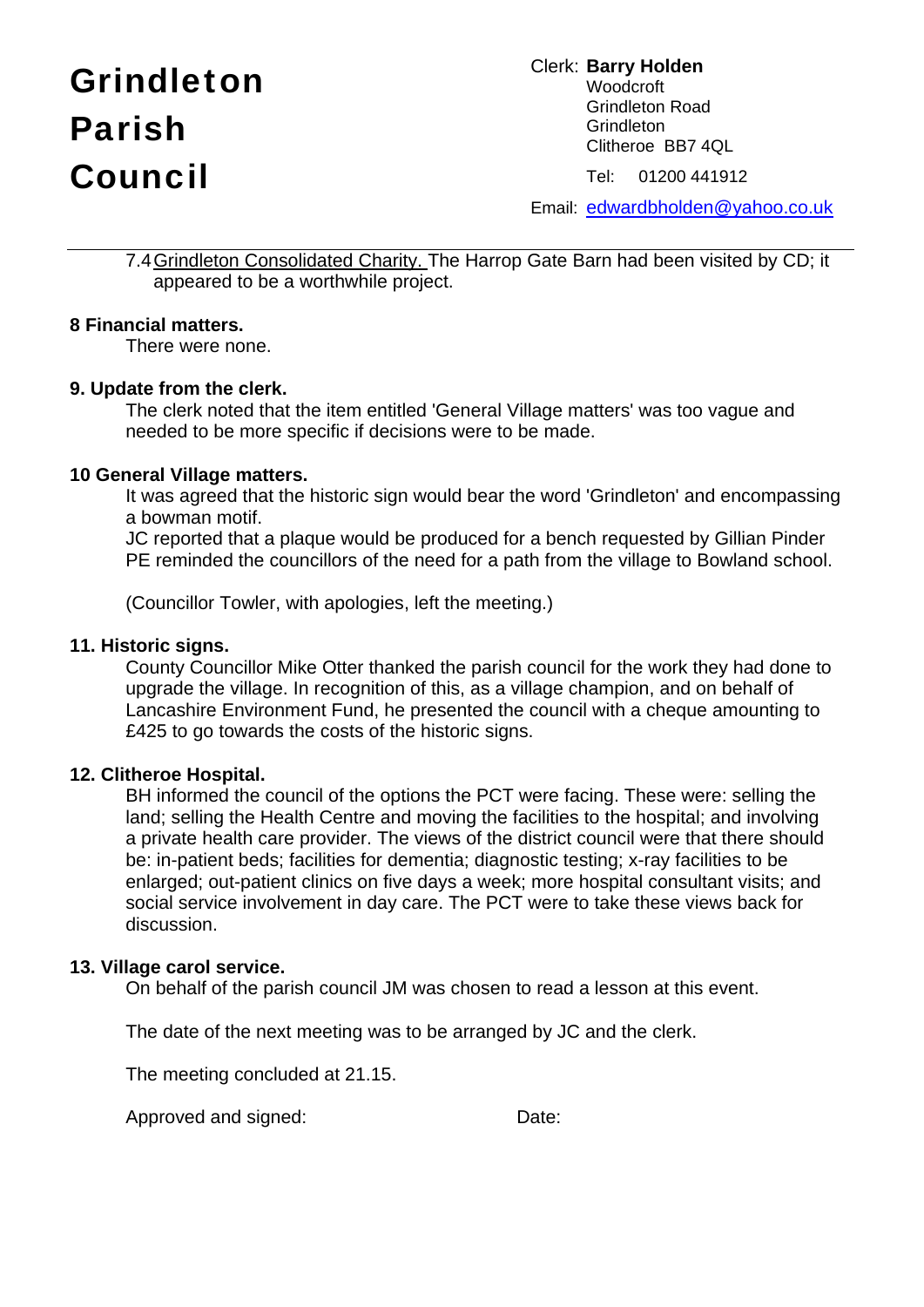# Grindleton Parish Council

Clerk: **Barry Holden**
Woodcroft
Grindleton Road
Grindleton
Clitheroe BB7 4QL

Tel: 01200 441912

Email: edwardbholden@yahoo.co.uk

---

7.4 Grindleton Consolidated Charity. The Harrop Gate Barn had been visited by CD; it appeared to be a worthwhile project.

**8 Financial matters.**

There were none.

**9. Update from the clerk.**

The clerk noted that the item entitled 'General Village matters' was too vague and needed to be more specific if decisions were to be made.

**10 General Village matters.**

It was agreed that the historic sign would bear the word 'Grindleton' and encompassing a bowman motif.

JC reported that a plaque would be produced for a bench requested by Gillian Pinder

PE reminded the councillors of the need for a path from the village to Bowland school.

(Councillor Towler, with apologies, left the meeting.)

**11. Historic signs.**

County Councillor Mike Otter thanked the parish council for the work they had done to upgrade the village. In recognition of this, as a village champion, and on behalf of Lancashire Environment Fund, he presented the council with a cheque amounting to £425 to go towards the costs of the historic signs.

**12. Clitheroe Hospital.**

BH informed the council of the options the PCT were facing. These were: selling the land; selling the Health Centre and moving the facilities to the hospital; and involving a private health care provider. The views of the district council were that there should be: in-patient beds; facilities for dementia; diagnostic testing; x-ray facilities to be enlarged; out-patient clinics on five days a week; more hospital consultant visits; and social service involvement in day care. The PCT were to take these views back for discussion.

**13. Village carol service.**

On behalf of the parish council JM was chosen to read a lesson at this event.

The date of the next meeting was to be arranged by JC and the clerk.

The meeting concluded at 21.15.

Approved and signed: Date: